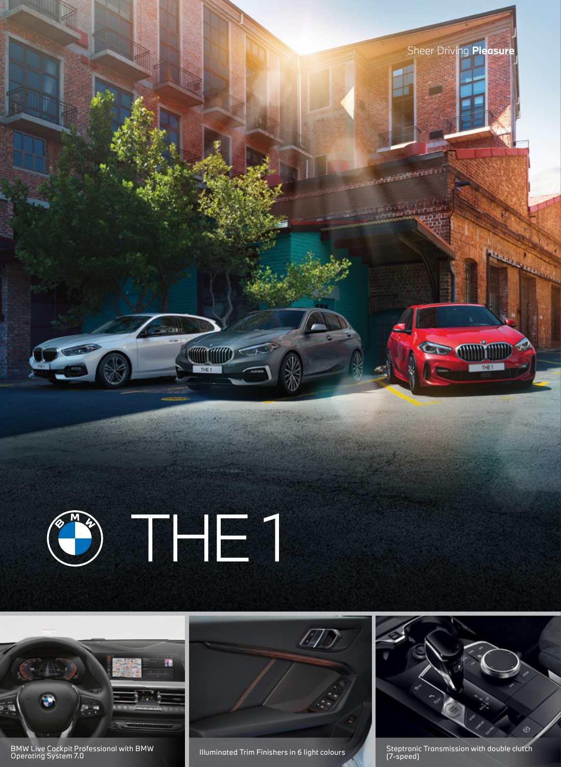Sheer Driving **Pleasure**

# THE 1

BMW Live Cockpit Professional with BMW Operating System 7.0

Illuminated Trim Finishers in 6 light colours

Steptronic Transmission with double clutch (7-speed)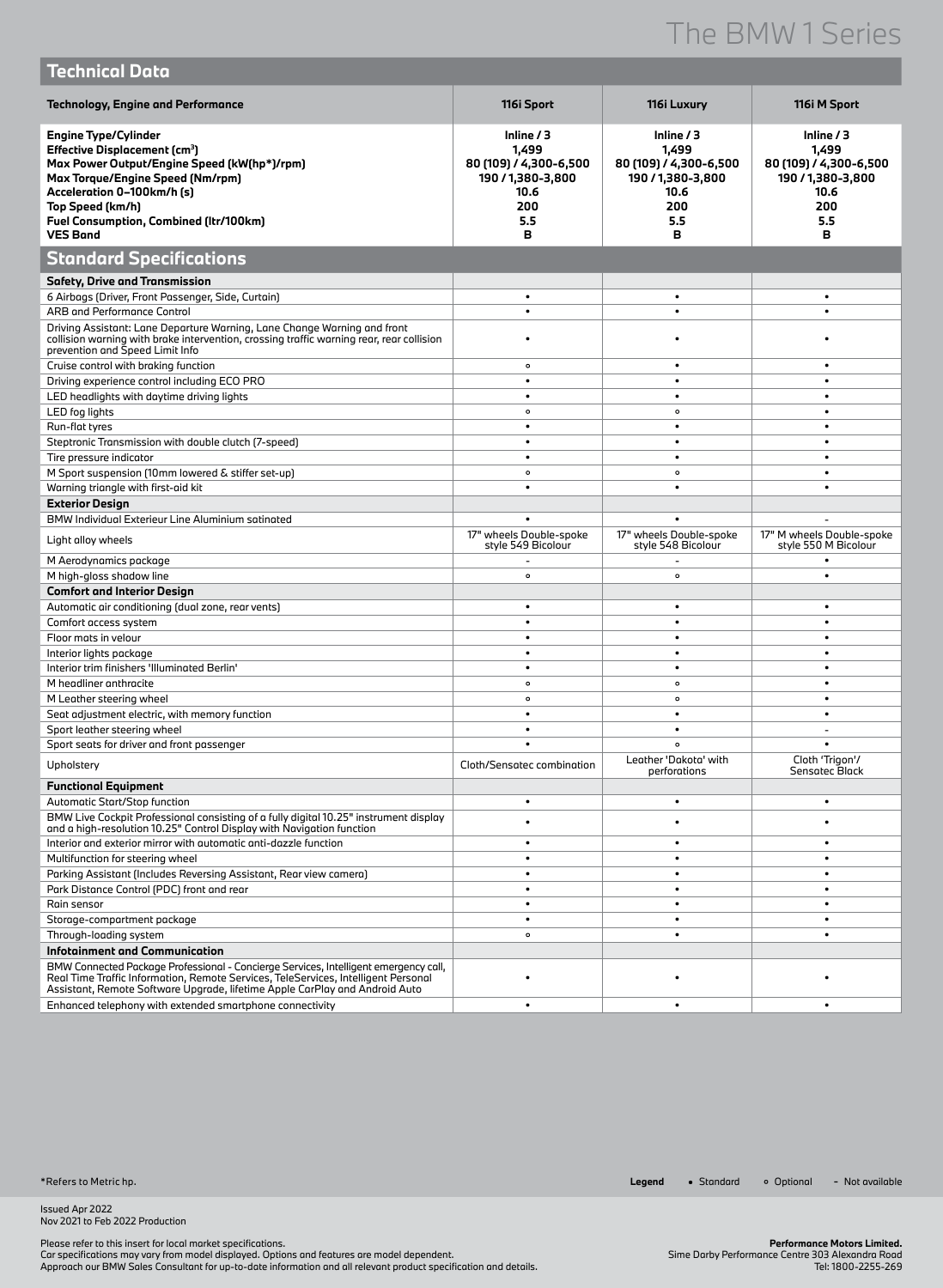# The BMW 1 Series

## Technical Data

| Technology, Engine and Performance | 116i Sport | 116i Luxury | 116i M Sport |
|---|---|---|---|
| Engine Type/Cylinder | Inline / 3 | Inline / 3 | Inline / 3 |
| Effective Displacement ($cm^3$) | 1,499 | 1,499 | 1,499 |
| Max Power Output/Engine Speed (kW(hp*)/rpm) | 80 (109) / 4,300-6,500 | 80 (109) / 4,300-6,500 | 80 (109) / 4,300-6,500 |
| Max Torque/Engine Speed (Nm/rpm) | 190 / 1,380-3,800 | 190 / 1,380-3,800 | 190 / 1,380-3,800 |
| Acceleration 0–100km/h (s) | 10.6 | 10.6 | 10.6 |
| Top Speed (km/h) | 200 | 200 | 200 |
| Fuel Consumption, Combined (ltr/100km) | 5.5 | 5.5 | 5.5 |
| VES Band | B | B | B |

## Standard Specifications

| | 116i Sport | 116i Luxury | 116i M Sport |
|---|---|---|---|
| **Safety, Drive and Transmission** | | | |
| 6 Airbags (Driver, Front Passenger, Side, Curtain) | • | • | • |
| ARB and Performance Control | • | • | • |
| Driving Assistant: Lane Departure Warning, Lane Change Warning and front collision warning with brake intervention, crossing traffic warning rear, rear collision prevention and Speed Limit Info | • | • | • |
| Cruise control with braking function | ∘ | • | • |
| Driving experience control including ECO PRO | • | • | • |
| LED headlights with daytime driving lights | • | • | • |
| LED fog lights | ∘ | ∘ | • |
| Run-flat tyres | • | • | • |
| Steptronic Transmission with double clutch (7-speed) | • | • | • |
| Tire pressure indicator | • | • | • |
| M Sport suspension (10mm lowered & stiffer set-up) | ∘ | ∘ | • |
| Warning triangle with first-aid kit | • | • | • |
| **Exterior Design** | | | |
| BMW Individual Exterieur Line Aluminium satinated | • | • | - |
| Light alloy wheels | 17" wheels Double-spoke style 549 Bicolour | 17" wheels Double-spoke style 548 Bicolour | 17" M wheels Double-spoke style 550 M Bicolour |
| M Aerodynamics package | - | - | • |
| M high-gloss shadow line | ∘ | ∘ | • |
| **Comfort and Interior Design** | | | |
| Automatic air conditioning (dual zone, rear vents) | • | • | • |
| Comfort access system | • | • | • |
| Floor mats in velour | • | • | • |
| Interior lights package | • | • | • |
| Interior trim finishers 'Illuminated Berlin' | • | • | • |
| M headliner anthracite | ∘ | ∘ | • |
| M Leather steering wheel | ∘ | ∘ | • |
| Seat adjustment electric, with memory function | • | • | • |
| Sport leather steering wheel | • | • | - |
| Sport seats for driver and front passenger | • | ∘ | • |
| Upholstery | Cloth/Sensatec combination | Leather 'Dakota' with perforations | Cloth 'Trigon'/ Sensatec Black |
| **Functional Equipment** | | | |
| Automatic Start/Stop function | • | • | • |
| BMW Live Cockpit Professional consisting of a fully digital 10.25" instrument display and a high-resolution 10.25" Control Display with Navigation function | • | • | • |
| Interior and exterior mirror with automatic anti-dazzle function | • | • | • |
| Multifunction for steering wheel | • | • | • |
| Parking Assistant (Includes Reversing Assistant, Rear view camera) | • | • | • |
| Park Distance Control (PDC) front and rear | • | • | • |
| Rain sensor | • | • | • |
| Storage-compartment package | • | • | • |
| Through-loading system | ∘ | • | • |
| **Infotainment and Communication** | | | |
| BMW Connected Package Professional - Concierge Services, Intelligent emergency call, Real Time Traffic Information, Remote Services, TeleServices, Intelligent Personal Assistant, Remote Software Upgrade, lifetime Apple CarPlay and Android Auto | • | • | • |
| Enhanced telephony with extended smartphone connectivity | • | • | • |

*Refers to Metric hp.

**Legend** • Standard ∘ Optional - Not available

Issued Apr 2022
Nov 2021 to Feb 2022 Production

Please refer to this insert for local market specifications.
Car specifications may vary from model displayed. Options and features are model dependent.
Approach our BMW Sales Consultant for up-to-date information and all relevant product specification and details.

**Performance Motors Limited.**
Sime Darby Performance Centre 303 Alexandra Road
Tel: 1800-2255-269